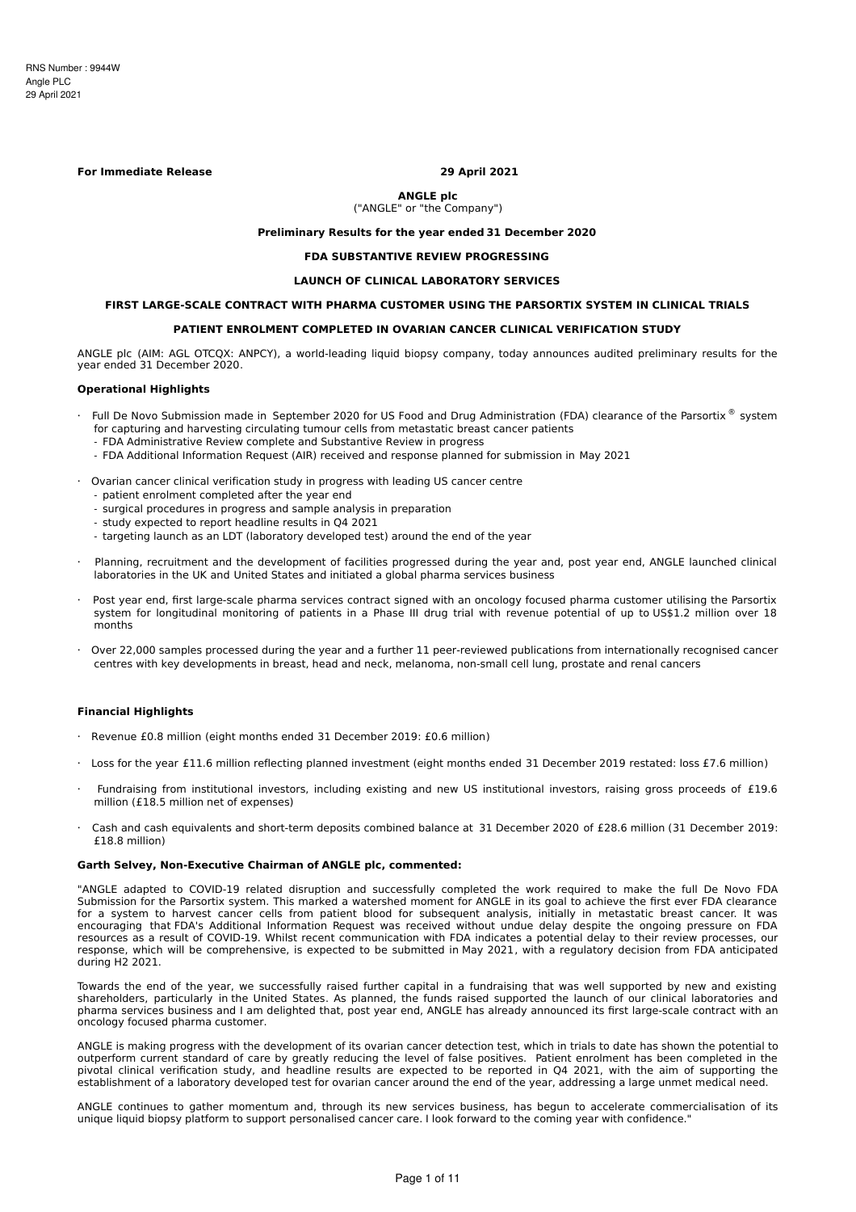RNS Number : 9944W
Angle PLC
29 April 2021

**For Immediate Release** **29 April 2021**

**ANGLE plc**
("ANGLE" or "the Company")

**Preliminary Results for the year ended 31 December 2020**

**FDA SUBSTANTIVE REVIEW PROGRESSING**

**LAUNCH OF CLINICAL LABORATORY SERVICES**

**FIRST LARGE-SCALE CONTRACT WITH PHARMA CUSTOMER USING THE PARSORTIX SYSTEM IN CLINICAL TRIALS**

**PATIENT ENROLMENT COMPLETED IN OVARIAN CANCER CLINICAL VERIFICATION STUDY**

ANGLE plc (AIM: AGL OTCQX: ANPCY), a world-leading liquid biopsy company, today announces audited preliminary results for the year ended 31 December 2020.

**Operational Highlights**

- Full De Novo Submission made in September 2020 for US Food and Drug Administration (FDA) clearance of the Parsortix® system for capturing and harvesting circulating tumour cells from metastatic breast cancer patients
  - FDA Administrative Review complete and Substantive Review in progress
  - FDA Additional Information Request (AIR) received and response planned for submission in May 2021

- Ovarian cancer clinical verification study in progress with leading US cancer centre
  - patient enrolment completed after the year end
  - surgical procedures in progress and sample analysis in preparation
  - study expected to report headline results in Q4 2021
  - targeting launch as an LDT (laboratory developed test) around the end of the year

- Planning, recruitment and the development of facilities progressed during the year and, post year end, ANGLE launched clinical laboratories in the UK and United States and initiated a global pharma services business

- Post year end, first large-scale pharma services contract signed with an oncology focused pharma customer utilising the Parsortix system for longitudinal monitoring of patients in a Phase III drug trial with revenue potential of up to US$1.2 million over 18 months

- Over 22,000 samples processed during the year and a further 11 peer-reviewed publications from internationally recognised cancer centres with key developments in breast, head and neck, melanoma, non-small cell lung, prostate and renal cancers

**Financial Highlights**

- Revenue £0.8 million (eight months ended 31 December 2019: £0.6 million)

- Loss for the year £11.6 million reflecting planned investment (eight months ended 31 December 2019 restated: loss £7.6 million)

- Fundraising from institutional investors, including existing and new US institutional investors, raising gross proceeds of £19.6 million (£18.5 million net of expenses)

- Cash and cash equivalents and short-term deposits combined balance at 31 December 2020 of £28.6 million (31 December 2019: £18.8 million)

**Garth Selvey, Non-Executive Chairman of ANGLE plc, commented:**

"ANGLE adapted to COVID-19 related disruption and successfully completed the work required to make the full De Novo FDA Submission for the Parsortix system. This marked a watershed moment for ANGLE in its goal to achieve the first ever FDA clearance for a system to harvest cancer cells from patient blood for subsequent analysis, initially in metastatic breast cancer. It was encouraging that FDA's Additional Information Request was received without undue delay despite the ongoing pressure on FDA resources as a result of COVID-19. Whilst recent communication with FDA indicates a potential delay to their review processes, our response, which will be comprehensive, is expected to be submitted in May 2021, with a regulatory decision from FDA anticipated during H2 2021.

Towards the end of the year, we successfully raised further capital in a fundraising that was well supported by new and existing shareholders, particularly in the United States. As planned, the funds raised supported the launch of our clinical laboratories and pharma services business and I am delighted that, post year end, ANGLE has already announced its first large-scale contract with an oncology focused pharma customer.

ANGLE is making progress with the development of its ovarian cancer detection test, which in trials to date has shown the potential to outperform current standard of care by greatly reducing the level of false positives. Patient enrolment has been completed in the pivotal clinical verification study, and headline results are expected to be reported in Q4 2021, with the aim of supporting the establishment of a laboratory developed test for ovarian cancer around the end of the year, addressing a large unmet medical need.

ANGLE continues to gather momentum and, through its new services business, has begun to accelerate commercialisation of its unique liquid biopsy platform to support personalised cancer care. I look forward to the coming year with confidence."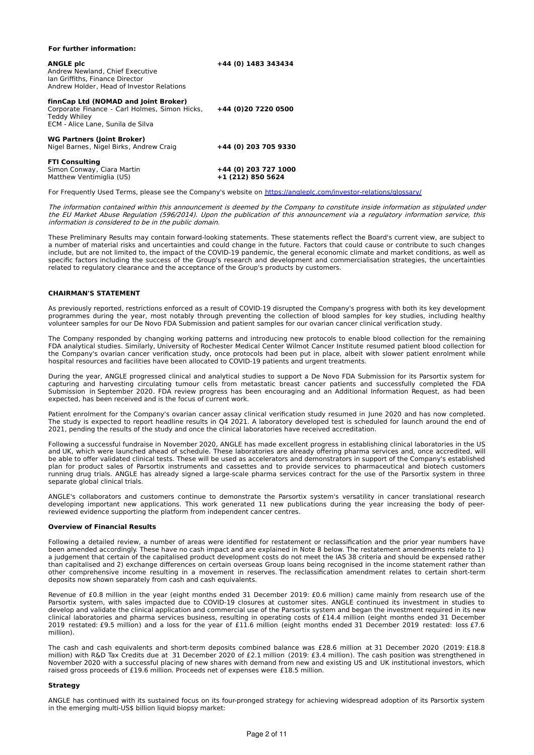**For further information:**

| | |
|---|---|
| **ANGLE plc**<br>Andrew Newland, Chief Executive<br>Ian Griffiths, Finance Director<br>Andrew Holder, Head of Investor Relations | **+44 (0) 1483 343434** |
| **finnCap Ltd (NOMAD and Joint Broker)**<br>Corporate Finance - Carl Holmes, Simon Hicks, Teddy Whiley<br>ECM - Alice Lane, Sunila de Silva | **+44 (0)20 7220 0500** |
| **WG Partners (Joint Broker)**<br>Nigel Barnes, Nigel Birks, Andrew Craig | **+44 (0) 203 705 9330** |
| **FTI Consulting**<br>Simon Conway, Ciara Martin<br>Matthew Ventimiglia (US) | **+44 (0) 203 727 1000**<br>**+1 (212) 850 5624** |

For Frequently Used Terms, please see the Company's website on https://angleplc.com/investor-relations/glossary/

*The information contained within this announcement is deemed by the Company to constitute inside information as stipulated under the EU Market Abuse Regulation (596/2014). Upon the publication of this announcement via a regulatory information service, this information is considered to be in the public domain.*

These Preliminary Results may contain forward-looking statements. These statements reflect the Board's current view, are subject to a number of material risks and uncertainties and could change in the future. Factors that could cause or contribute to such changes include, but are not limited to, the impact of the COVID-19 pandemic, the general economic climate and market conditions, as well as specific factors including the success of the Group's research and development and commercialisation strategies, the uncertainties related to regulatory clearance and the acceptance of the Group's products by customers.

## CHAIRMAN'S STATEMENT

As previously reported, restrictions enforced as a result of COVID-19 disrupted the Company's progress with both its key development programmes during the year, most notably through preventing the collection of blood samples for key studies, including healthy volunteer samples for our De Novo FDA Submission and patient samples for our ovarian cancer clinical verification study.

The Company responded by changing working patterns and introducing new protocols to enable blood collection for the remaining FDA analytical studies. Similarly, University of Rochester Medical Center Wilmot Cancer Institute resumed patient blood collection for the Company's ovarian cancer verification study, once protocols had been put in place, albeit with slower patient enrolment while hospital resources and facilities have been allocated to COVID-19 patients and urgent treatments.

During the year, ANGLE progressed clinical and analytical studies to support a De Novo FDA Submission for its Parsortix system for capturing and harvesting circulating tumour cells from metastatic breast cancer patients and successfully completed the FDA Submission in September 2020. FDA review progress has been encouraging and an Additional Information Request, as had been expected, has been received and is the focus of current work.

Patient enrolment for the Company's ovarian cancer assay clinical verification study resumed in June 2020 and has now completed. The study is expected to report headline results in Q4 2021. A laboratory developed test is scheduled for launch around the end of 2021, pending the results of the study and once the clinical laboratories have received accreditation.

Following a successful fundraise in November 2020, ANGLE has made excellent progress in establishing clinical laboratories in the US and UK, which were launched ahead of schedule. These laboratories are already offering pharma services and, once accredited, will be able to offer validated clinical tests. These will be used as accelerators and demonstrators in support of the Company's established plan for product sales of Parsortix instruments and cassettes and to provide services to pharmaceutical and biotech customers running drug trials. ANGLE has already signed a large-scale pharma services contract for the use of the Parsortix system in three separate global clinical trials.

ANGLE's collaborators and customers continue to demonstrate the Parsortix system's versatility in cancer translational research developing important new applications. This work generated 11 new publications during the year increasing the body of peer-reviewed evidence supporting the platform from independent cancer centres.

### Overview of Financial Results

Following a detailed review, a number of areas were identified for restatement or reclassification and the prior year numbers have been amended accordingly. These have no cash impact and are explained in Note 8 below. The restatement amendments relate to 1) a judgement that certain of the capitalised product development costs do not meet the IAS 38 criteria and should be expensed rather than capitalised and 2) exchange differences on certain overseas Group loans being recognised in the income statement rather than other comprehensive income resulting in a movement in reserves. The reclassification amendment relates to certain short-term deposits now shown separately from cash and cash equivalents.

Revenue of £0.8 million in the year (eight months ended 31 December 2019: £0.6 million) came mainly from research use of the Parsortix system, with sales impacted due to COVID-19 closures at customer sites. ANGLE continued its investment in studies to develop and validate the clinical application and commercial use of the Parsortix system and began the investment required in its new clinical laboratories and pharma services business, resulting in operating costs of £14.4 million (eight months ended 31 December 2019 restated: £9.5 million) and a loss for the year of £11.6 million (eight months ended 31 December 2019 restated: loss £7.6 million).

The cash and cash equivalents and short-term deposits combined balance was £28.6 million at 31 December 2020 (2019: £18.8 million) with R&D Tax Credits due at 31 December 2020 of £2.1 million (2019: £3.4 million). The cash position was strengthened in November 2020 with a successful placing of new shares with demand from new and existing US and UK institutional investors, which raised gross proceeds of £19.6 million. Proceeds net of expenses were £18.5 million.

### Strategy

ANGLE has continued with its sustained focus on its four-pronged strategy for achieving widespread adoption of its Parsortix system in the emerging multi-US$ billion liquid biopsy market: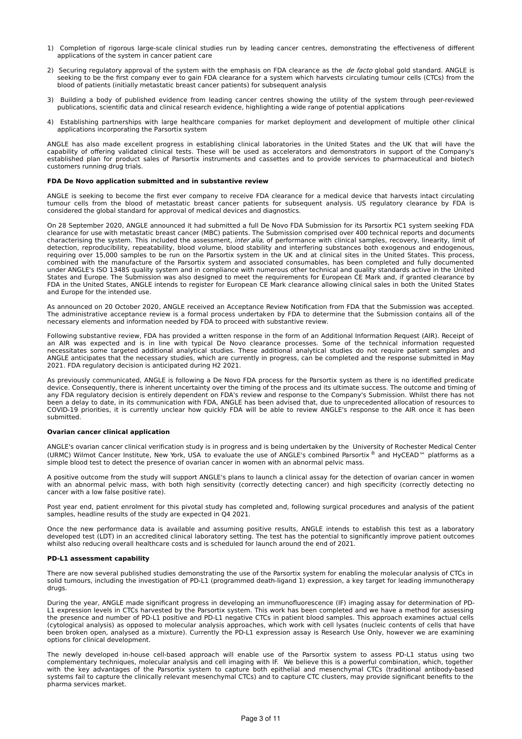1) Completion of rigorous large-scale clinical studies run by leading cancer centres, demonstrating the effectiveness of different applications of the system in cancer patient care

2) Securing regulatory approval of the system with the emphasis on FDA clearance as the *de facto* global gold standard. ANGLE is seeking to be the first company ever to gain FDA clearance for a system which harvests circulating tumour cells (CTCs) from the blood of patients (initially metastatic breast cancer patients) for subsequent analysis

3) Building a body of published evidence from leading cancer centres showing the utility of the system through peer-reviewed publications, scientific data and clinical research evidence, highlighting a wide range of potential applications

4) Establishing partnerships with large healthcare companies for market deployment and development of multiple other clinical applications incorporating the Parsortix system

ANGLE has also made excellent progress in establishing clinical laboratories in the United States and the UK that will have the capability of offering validated clinical tests. These will be used as accelerators and demonstrators in support of the Company's established plan for product sales of Parsortix instruments and cassettes and to provide services to pharmaceutical and biotech customers running drug trials.

**FDA De Novo application submitted and in substantive review**

ANGLE is seeking to become the first ever company to receive FDA clearance for a medical device that harvests intact circulating tumour cells from the blood of metastatic breast cancer patients for subsequent analysis. US regulatory clearance by FDA is considered the global standard for approval of medical devices and diagnostics.

On 28 September 2020, ANGLE announced it had submitted a full De Novo FDA Submission for its Parsortix PC1 system seeking FDA clearance for use with metastatic breast cancer (MBC) patients. The Submission comprised over 400 technical reports and documents characterising the system. This included the assessment, *inter alia*, of performance with clinical samples, recovery, linearity, limit of detection, reproducibility, repeatability, blood volume, blood stability and interfering substances both exogenous and endogenous, requiring over 15,000 samples to be run on the Parsortix system in the UK and at clinical sites in the United States. This process, combined with the manufacture of the Parsortix system and associated consumables, has been completed and fully documented under ANGLE's ISO 13485 quality system and in compliance with numerous other technical and quality standards active in the United States and Europe. The Submission was also designed to meet the requirements for European CE Mark and, if granted clearance by FDA in the United States, ANGLE intends to register for European CE Mark clearance allowing clinical sales in both the United States and Europe for the intended use.

As announced on 20 October 2020, ANGLE received an Acceptance Review Notification from FDA that the Submission was accepted. The administrative acceptance review is a formal process undertaken by FDA to determine that the Submission contains all of the necessary elements and information needed by FDA to proceed with substantive review.

Following substantive review, FDA has provided a written response in the form of an Additional Information Request (AIR). Receipt of an AIR was expected and is in line with typical De Novo clearance processes. Some of the technical information requested necessitates some targeted additional analytical studies. These additional analytical studies do not require patient samples and ANGLE anticipates that the necessary studies, which are currently in progress, can be completed and the response submitted in May 2021. FDA regulatory decision is anticipated during H2 2021.

As previously communicated, ANGLE is following a De Novo FDA process for the Parsortix system as there is no identified predicate device. Consequently, there is inherent uncertainty over the timing of the process and its ultimate success. The outcome and timing of any FDA regulatory decision is entirely dependent on FDA's review and response to the Company's Submission. Whilst there has not been a delay to date, in its communication with FDA, ANGLE has been advised that, due to unprecedented allocation of resources to COVID-19 priorities, it is currently unclear how quickly FDA will be able to review ANGLE's response to the AIR once it has been submitted.

**Ovarian cancer clinical application**

ANGLE's ovarian cancer clinical verification study is in progress and is being undertaken by the University of Rochester Medical Center (URMC) Wilmot Cancer Institute, New York, USA to evaluate the use of ANGLE's combined Parsortix® and HyCEAD™ platforms as a simple blood test to detect the presence of ovarian cancer in women with an abnormal pelvic mass.

A positive outcome from the study will support ANGLE's plans to launch a clinical assay for the detection of ovarian cancer in women with an abnormal pelvic mass, with both high sensitivity (correctly detecting cancer) and high specificity (correctly detecting no cancer with a low false positive rate).

Post year end, patient enrolment for this pivotal study has completed and, following surgical procedures and analysis of the patient samples, headline results of the study are expected in Q4 2021.

Once the new performance data is available and assuming positive results, ANGLE intends to establish this test as a laboratory developed test (LDT) in an accredited clinical laboratory setting. The test has the potential to significantly improve patient outcomes whilst also reducing overall healthcare costs and is scheduled for launch around the end of 2021.

**PD-L1 assessment capability**

There are now several published studies demonstrating the use of the Parsortix system for enabling the molecular analysis of CTCs in solid tumours, including the investigation of PD-L1 (programmed death-ligand 1) expression, a key target for leading immunotherapy drugs.

During the year, ANGLE made significant progress in developing an immunofluorescence (IF) imaging assay for determination of PD-L1 expression levels in CTCs harvested by the Parsortix system. This work has been completed and we have a method for assessing the presence and number of PD-L1 positive and PD-L1 negative CTCs in patient blood samples. This approach examines actual cells (cytological analysis) as opposed to molecular analysis approaches, which work with cell lysates (nucleic contents of cells that have been broken open, analysed as a mixture). Currently the PD-L1 expression assay is Research Use Only, however we are examining options for clinical development.

The newly developed in-house cell-based approach will enable use of the Parsortix system to assess PD-L1 status using two complementary techniques, molecular analysis and cell imaging with IF. We believe this is a powerful combination, which, together with the key advantages of the Parsortix system to capture both epithelial and mesenchymal CTCs (traditional antibody-based systems fail to capture the clinically relevant mesenchymal CTCs) and to capture CTC clusters, may provide significant benefits to the pharma services market.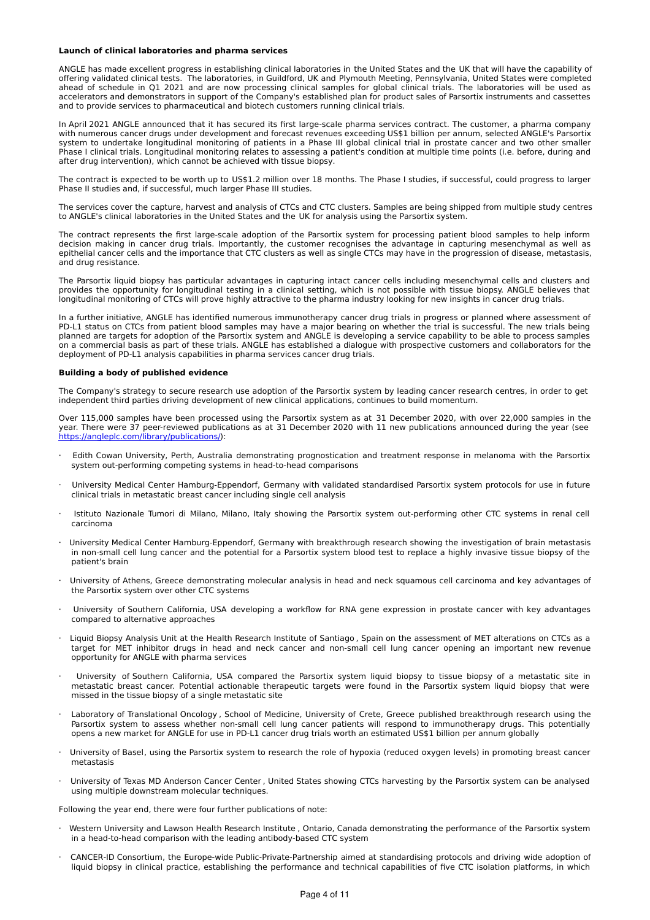**Launch of clinical laboratories and pharma services**

ANGLE has made excellent progress in establishing clinical laboratories in the United States and the UK that will have the capability of offering validated clinical tests. The laboratories, in Guildford, UK and Plymouth Meeting, Pennsylvania, United States were completed ahead of schedule in Q1 2021 and are now processing clinical samples for global clinical trials. The laboratories will be used as accelerators and demonstrators in support of the Company's established plan for product sales of Parsortix instruments and cassettes and to provide services to pharmaceutical and biotech customers running clinical trials.

In April 2021 ANGLE announced that it has secured its first large-scale pharma services contract. The customer, a pharma company with numerous cancer drugs under development and forecast revenues exceeding US$1 billion per annum, selected ANGLE's Parsortix system to undertake longitudinal monitoring of patients in a Phase III global clinical trial in prostate cancer and two other smaller Phase I clinical trials. Longitudinal monitoring relates to assessing a patient's condition at multiple time points (i.e. before, during and after drug intervention), which cannot be achieved with tissue biopsy.

The contract is expected to be worth up to US$1.2 million over 18 months. The Phase I studies, if successful, could progress to larger Phase II studies and, if successful, much larger Phase III studies.

The services cover the capture, harvest and analysis of CTCs and CTC clusters. Samples are being shipped from multiple study centres to ANGLE's clinical laboratories in the United States and the UK for analysis using the Parsortix system.

The contract represents the first large-scale adoption of the Parsortix system for processing patient blood samples to help inform decision making in cancer drug trials. Importantly, the customer recognises the advantage in capturing mesenchymal as well as epithelial cancer cells and the importance that CTC clusters as well as single CTCs may have in the progression of disease, metastasis, and drug resistance.

The Parsortix liquid biopsy has particular advantages in capturing intact cancer cells including mesenchymal cells and clusters and provides the opportunity for longitudinal testing in a clinical setting, which is not possible with tissue biopsy. ANGLE believes that longitudinal monitoring of CTCs will prove highly attractive to the pharma industry looking for new insights in cancer drug trials.

In a further initiative, ANGLE has identified numerous immunotherapy cancer drug trials in progress or planned where assessment of PD-L1 status on CTCs from patient blood samples may have a major bearing on whether the trial is successful. The new trials being planned are targets for adoption of the Parsortix system and ANGLE is developing a service capability to be able to process samples on a commercial basis as part of these trials. ANGLE has established a dialogue with prospective customers and collaborators for the deployment of PD-L1 analysis capabilities in pharma services cancer drug trials.

**Building a body of published evidence**

The Company's strategy to secure research use adoption of the Parsortix system by leading cancer research centres, in order to get independent third parties driving development of new clinical applications, continues to build momentum.

Over 115,000 samples have been processed using the Parsortix system as at 31 December 2020, with over 22,000 samples in the year. There were 37 peer-reviewed publications as at 31 December 2020 with 11 new publications announced during the year (see https://angleplc.com/library/publications/):

- Edith Cowan University, Perth, Australia demonstrating prognostication and treatment response in melanoma with the Parsortix system out-performing competing systems in head-to-head comparisons
- University Medical Center Hamburg-Eppendorf, Germany with validated standardised Parsortix system protocols for use in future clinical trials in metastatic breast cancer including single cell analysis
- Istituto Nazionale Tumori di Milano, Milano, Italy showing the Parsortix system out-performing other CTC systems in renal cell carcinoma
- University Medical Center Hamburg-Eppendorf, Germany with breakthrough research showing the investigation of brain metastasis in non-small cell lung cancer and the potential for a Parsortix system blood test to replace a highly invasive tissue biopsy of the patient's brain
- University of Athens, Greece demonstrating molecular analysis in head and neck squamous cell carcinoma and key advantages of the Parsortix system over other CTC systems
- University of Southern California, USA developing a workflow for RNA gene expression in prostate cancer with key advantages compared to alternative approaches
- Liquid Biopsy Analysis Unit at the Health Research Institute of Santiago, Spain on the assessment of MET alterations on CTCs as a target for MET inhibitor drugs in head and neck cancer and non-small cell lung cancer opening an important new revenue opportunity for ANGLE with pharma services
- University of Southern California, USA compared the Parsortix system liquid biopsy to tissue biopsy of a metastatic site in metastatic breast cancer. Potential actionable therapeutic targets were found in the Parsortix system liquid biopsy that were missed in the tissue biopsy of a single metastatic site
- Laboratory of Translational Oncology, School of Medicine, University of Crete, Greece published breakthrough research using the Parsortix system to assess whether non-small cell lung cancer patients will respond to immunotherapy drugs. This potentially opens a new market for ANGLE for use in PD-L1 cancer drug trials worth an estimated US$1 billion per annum globally
- University of Basel, using the Parsortix system to research the role of hypoxia (reduced oxygen levels) in promoting breast cancer metastasis
- University of Texas MD Anderson Cancer Center, United States showing CTCs harvesting by the Parsortix system can be analysed using multiple downstream molecular techniques.

Following the year end, there were four further publications of note:

- Western University and Lawson Health Research Institute, Ontario, Canada demonstrating the performance of the Parsortix system in a head-to-head comparison with the leading antibody-based CTC system
- CANCER-ID Consortium, the Europe-wide Public-Private-Partnership aimed at standardising protocols and driving wide adoption of liquid biopsy in clinical practice, establishing the performance and technical capabilities of five CTC isolation platforms, in which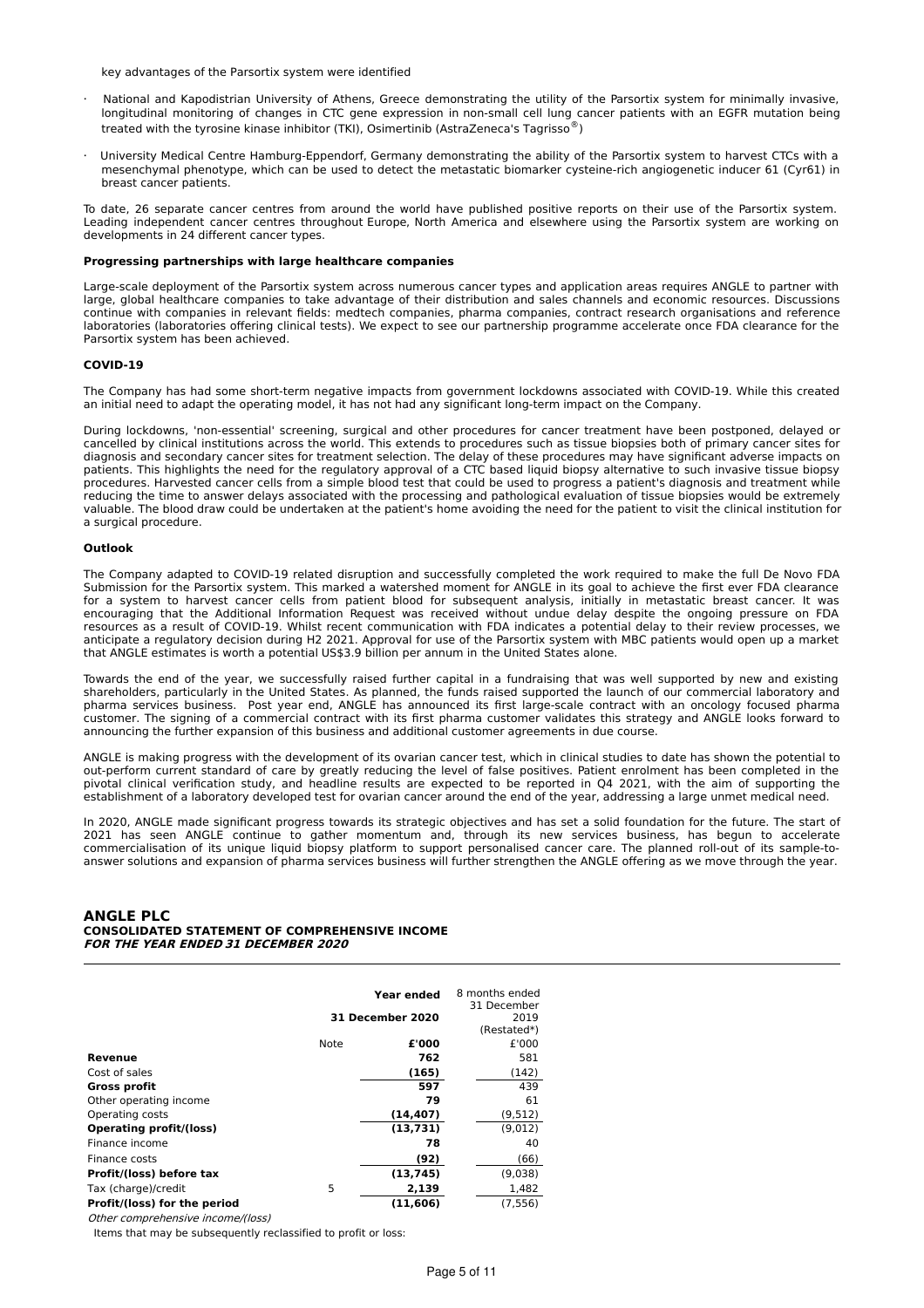key advantages of the Parsortix system were identified

- National and Kapodistrian University of Athens, Greece demonstrating the utility of the Parsortix system for minimally invasive, longitudinal monitoring of changes in CTC gene expression in non-small cell lung cancer patients with an EGFR mutation being treated with the tyrosine kinase inhibitor (TKI), Osimertinib (AstraZeneca's Tagrisso®)
- University Medical Centre Hamburg-Eppendorf, Germany demonstrating the ability of the Parsortix system to harvest CTCs with a mesenchymal phenotype, which can be used to detect the metastatic biomarker cysteine-rich angiogenetic inducer 61 (Cyr61) in breast cancer patients.

To date, 26 separate cancer centres from around the world have published positive reports on their use of the Parsortix system. Leading independent cancer centres throughout Europe, North America and elsewhere using the Parsortix system are working on developments in 24 different cancer types.

**Progressing partnerships with large healthcare companies**

Large-scale deployment of the Parsortix system across numerous cancer types and application areas requires ANGLE to partner with large, global healthcare companies to take advantage of their distribution and sales channels and economic resources. Discussions continue with companies in relevant fields: medtech companies, pharma companies, contract research organisations and reference laboratories (laboratories offering clinical tests). We expect to see our partnership programme accelerate once FDA clearance for the Parsortix system has been achieved.

**COVID-19**

The Company has had some short-term negative impacts from government lockdowns associated with COVID-19. While this created an initial need to adapt the operating model, it has not had any significant long-term impact on the Company.

During lockdowns, 'non-essential' screening, surgical and other procedures for cancer treatment have been postponed, delayed or cancelled by clinical institutions across the world. This extends to procedures such as tissue biopsies both of primary cancer sites for diagnosis and secondary cancer sites for treatment selection. The delay of these procedures may have significant adverse impacts on patients. This highlights the need for the regulatory approval of a CTC based liquid biopsy alternative to such invasive tissue biopsy procedures. Harvested cancer cells from a simple blood test that could be used to progress a patient's diagnosis and treatment while reducing the time to answer delays associated with the processing and pathological evaluation of tissue biopsies would be extremely valuable. The blood draw could be undertaken at the patient's home avoiding the need for the patient to visit the clinical institution for a surgical procedure.

**Outlook**

The Company adapted to COVID-19 related disruption and successfully completed the work required to make the full De Novo FDA Submission for the Parsortix system. This marked a watershed moment for ANGLE in its goal to achieve the first ever FDA clearance for a system to harvest cancer cells from patient blood for subsequent analysis, initially in metastatic breast cancer. It was encouraging that the Additional Information Request was received without undue delay despite the ongoing pressure on FDA resources as a result of COVID-19. Whilst recent communication with FDA indicates a potential delay to their review processes, we anticipate a regulatory decision during H2 2021. Approval for use of the Parsortix system with MBC patients would open up a market that ANGLE estimates is worth a potential US$3.9 billion per annum in the United States alone.

Towards the end of the year, we successfully raised further capital in a fundraising that was well supported by new and existing shareholders, particularly in the United States. As planned, the funds raised supported the launch of our commercial laboratory and pharma services business. Post year end, ANGLE has announced its first large-scale contract with an oncology focused pharma customer. The signing of a commercial contract with its first pharma customer validates this strategy and ANGLE looks forward to announcing the further expansion of this business and additional customer agreements in due course.

ANGLE is making progress with the development of its ovarian cancer test, which in clinical studies to date has shown the potential to out-perform current standard of care by greatly reducing the level of false positives. Patient enrolment has been completed in the pivotal clinical verification study, and headline results are expected to be reported in Q4 2021, with the aim of supporting the establishment of a laboratory developed test for ovarian cancer around the end of the year, addressing a large unmet medical need.

In 2020, ANGLE made significant progress towards its strategic objectives and has set a solid foundation for the future. The start of 2021 has seen ANGLE continue to gather momentum and, through its new services business, has begun to accelerate commercialisation of its unique liquid biopsy platform to support personalised cancer care. The planned roll-out of its sample-to-answer solutions and expansion of pharma services business will further strengthen the ANGLE offering as we move through the year.

## ANGLE PLC
**CONSOLIDATED STATEMENT OF COMPREHENSIVE INCOME**
***FOR THE YEAR ENDED 31 DECEMBER 2020***

| | Note | **Year ended 31 December 2020** | 8 months ended 31 December 2019 (Restated*) |
|---|---|---|---|
| | | **£'000** | £'000 |
| **Revenue** | | **762** | 581 |
| Cost of sales | | **(165)** | (142) |
| **Gross profit** | | **597** | 439 |
| Other operating income | | **79** | 61 |
| Operating costs | | **(14,407)** | (9,512) |
| **Operating profit/(loss)** | | **(13,731)** | (9,012) |
| Finance income | | **78** | 40 |
| Finance costs | | **(92)** | (66) |
| **Profit/(loss) before tax** | | **(13,745)** | (9,038) |
| Tax (charge)/credit | 5 | **2,139** | 1,482 |
| **Profit/(loss) for the period** | | **(11,606)** | (7,556) |

*Other comprehensive income/(loss)*

Items that may be subsequently reclassified to profit or loss: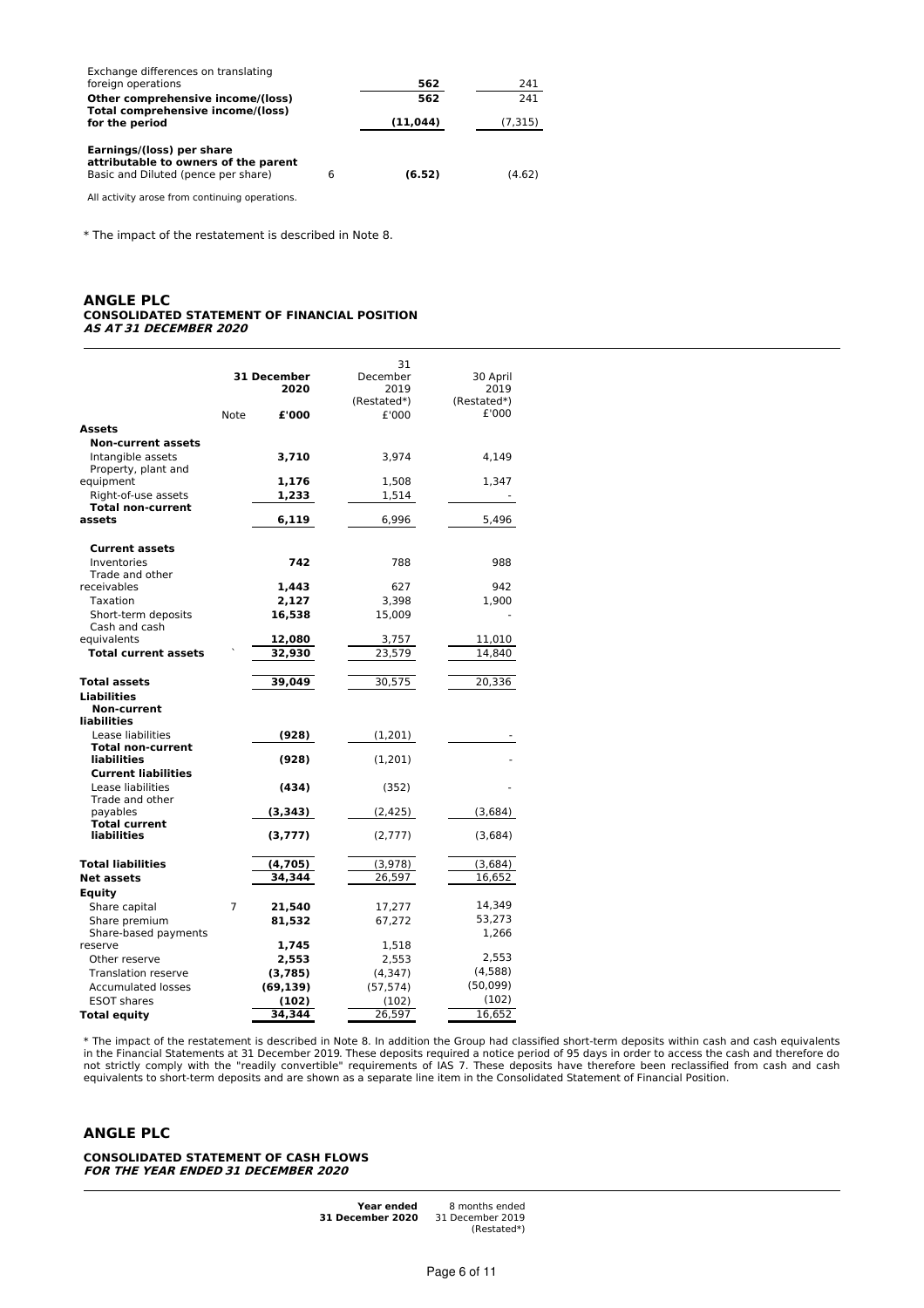| | Note | | |
|---|---|---|---|
| Exchange differences on translating foreign operations | | **562** | 241 |
| **Other comprehensive income/(loss)** | | **562** | 241 |
| **Total comprehensive income/(loss) for the period** | | **(11,044)** | (7,315) |
| **Earnings/(loss) per share attributable to owners of the parent** | | | |
| Basic and Diluted (pence per share) | 6 | **(6.52)** | (4.62) |

All activity arose from continuing operations.

* The impact of the restatement is described in Note 8.

## ANGLE PLC

### CONSOLIDATED STATEMENT OF FINANCIAL POSITION

***AS AT 31 DECEMBER 2020***

| | Note | **31 December 2020 £'000** | 31 December 2019 (Restated*) £'000 | 30 April 2019 (Restated*) £'000 |
|---|---|---|---|---|
| **Assets** | | | | |
| **Non-current assets** | | | | |
| Intangible assets | | **3,710** | 3,974 | 4,149 |
| Property, plant and equipment | | **1,176** | 1,508 | 1,347 |
| Right-of-use assets | | **1,233** | 1,514 | - |
| **Total non-current assets** | | **6,119** | 6,996 | 5,496 |
| **Current assets** | | | | |
| Inventories | | **742** | 788 | 988 |
| Trade and other receivables | | **1,443** | 627 | 942 |
| Taxation | | **2,127** | 3,398 | 1,900 |
| Short-term deposits | | **16,538** | 15,009 | - |
| Cash and cash equivalents | | **12,080** | 3,757 | 11,010 |
| **Total current assets** | ` | **32,930** | 23,579 | 14,840 |
| **Total assets** | | **39,049** | 30,575 | 20,336 |
| **Liabilities** | | | | |
| **Non-current liabilities** | | | | |
| Lease liabilities | | **(928)** | (1,201) | - |
| **Total non-current liabilities** | | **(928)** | (1,201) | - |
| **Current liabilities** | | | | |
| Lease liabilities | | **(434)** | (352) | - |
| Trade and other payables | | **(3,343)** | (2,425) | (3,684) |
| **Total current liabilities** | | **(3,777)** | (2,777) | (3,684) |
| **Total liabilities** | | **(4,705)** | (3,978) | (3,684) |
| **Net assets** | | **34,344** | 26,597 | 16,652 |
| **Equity** | | | | |
| Share capital | 7 | **21,540** | 17,277 | 14,349 |
| Share premium | | **81,532** | 67,272 | 53,273 |
| Share-based payments reserve | | **1,745** | 1,518 | 1,266 |
| Other reserve | | **2,553** | 2,553 | 2,553 |
| Translation reserve | | **(3,785)** | (4,347) | (4,588) |
| Accumulated losses | | **(69,139)** | (57,574) | (50,099) |
| ESOT shares | | **(102)** | (102) | (102) |
| **Total equity** | | **34,344** | 26,597 | 16,652 |

* The impact of the restatement is described in Note 8. In addition the Group had classified short-term deposits within cash and cash equivalents in the Financial Statements at 31 December 2019. These deposits required a notice period of 95 days in order to access the cash and therefore do not strictly comply with the "readily convertible" requirements of IAS 7. These deposits have therefore been reclassified from cash and cash equivalents to short-term deposits and are shown as a separate line item in the Consolidated Statement of Financial Position.

## ANGLE PLC

### CONSOLIDATED STATEMENT OF CASH FLOWS

***FOR THE YEAR ENDED 31 DECEMBER 2020***

| | **Year ended 31 December 2020** | 8 months ended 31 December 2019 (Restated*) |
|---|---|---|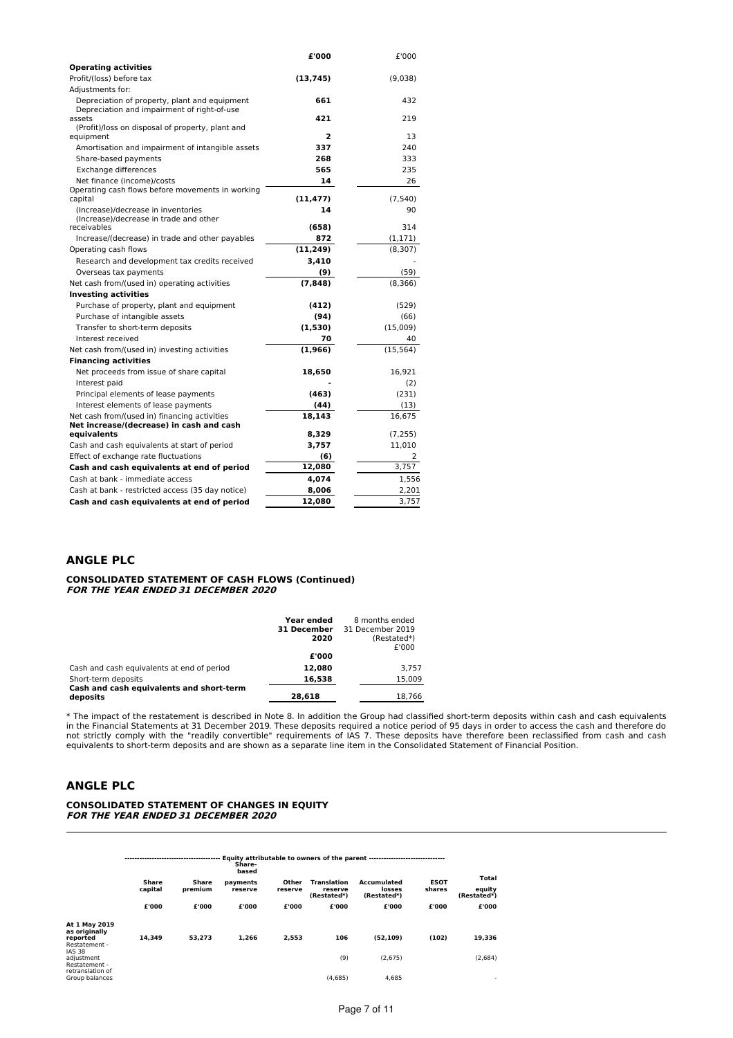| | £'000 | £'000 |
|---|---|---|
| **Operating activities** | | |
| Profit/(loss) before tax | **(13,745)** | (9,038) |
| Adjustments for: | | |
| Depreciation of property, plant and equipment | **661** | 432 |
| Depreciation and impairment of right-of-use assets | **421** | 219 |
| (Profit)/loss on disposal of property, plant and equipment | **2** | 13 |
| Amortisation and impairment of intangible assets | **337** | 240 |
| Share-based payments | **268** | 333 |
| Exchange differences | **565** | 235 |
| Net finance (income)/costs | **14** | 26 |
| Operating cash flows before movements in working capital | **(11,477)** | (7,540) |
| (Increase)/decrease in inventories | **14** | 90 |
| (Increase)/decrease in trade and other receivables | **(658)** | 314 |
| Increase/(decrease) in trade and other payables | **872** | (1,171) |
| Operating cash flows | **(11,249)** | (8,307) |
| Research and development tax credits received | **3,410** | - |
| Overseas tax payments | **(9)** | (59) |
| Net cash from/(used in) operating activities | **(7,848)** | (8,366) |
| **Investing activities** | | |
| Purchase of property, plant and equipment | **(412)** | (529) |
| Purchase of intangible assets | **(94)** | (66) |
| Transfer to short-term deposits | **(1,530)** | (15,009) |
| Interest received | **70** | 40 |
| Net cash from/(used in) investing activities | **(1,966)** | (15,564) |
| **Financing activities** | | |
| Net proceeds from issue of share capital | **18,650** | 16,921 |
| Interest paid | **-** | (2) |
| Principal elements of lease payments | **(463)** | (231) |
| Interest elements of lease payments | **(44)** | (13) |
| Net cash from/(used in) financing activities | **18,143** | 16,675 |
| **Net increase/(decrease) in cash and cash equivalents** | **8,329** | (7,255) |
| Cash and cash equivalents at start of period | **3,757** | 11,010 |
| Effect of exchange rate fluctuations | **(6)** | 2 |
| **Cash and cash equivalents at end of period** | **12,080** | 3,757 |
| Cash at bank - immediate access | **4,074** | 1,556 |
| Cash at bank - restricted access (35 day notice) | **8,006** | 2,201 |
| **Cash and cash equivalents at end of period** | **12,080** | 3,757 |

## ANGLE PLC

### CONSOLIDATED STATEMENT OF CASH FLOWS (Continued)
***FOR THE YEAR ENDED 31 DECEMBER 2020***

| | **Year ended 31 December 2020** | 8 months ended 31 December 2019 (Restated*) |
|---|---|---|
| | **£'000** | £'000 |
| Cash and cash equivalents at end of period | **12,080** | 3,757 |
| Short-term deposits | **16,538** | 15,009 |
| **Cash and cash equivalents and short-term deposits** | **28,618** | 18,766 |

* The impact of the restatement is described in Note 8. In addition the Group had classified short-term deposits within cash and cash equivalents in the Financial Statements at 31 December 2019. These deposits required a notice period of 95 days in order to access the cash and therefore do not strictly comply with the "readily convertible" requirements of IAS 7. These deposits have therefore been reclassified from cash and cash equivalents to short-term deposits and are shown as a separate line item in the Consolidated Statement of Financial Position.

## ANGLE PLC

### CONSOLIDATED STATEMENT OF CHANGES IN EQUITY
***FOR THE YEAR ENDED 31 DECEMBER 2020***

| | Equity attributable to owners of the parent | | | | | | | |
|---|---|---|---|---|---|---|---|---|
| | **Share capital** | **Share premium** | **Share-based payments reserve** | **Other reserve** | **Translation reserve (Restated*)** | **Accumulated losses (Restated*)** | **ESOT shares** | **Total equity (Restated*)** |
| | **£'000** | **£'000** | **£'000** | **£'000** | **£'000** | **£'000** | **£'000** | **£'000** |
| **At 1 May 2019 as originally reported** | **14,349** | **53,273** | **1,266** | **2,553** | **106** | **(52,109)** | **(102)** | **19,336** |
| Restatement - IAS 38 adjustment | | | | | (9) | (2,675) | | (2,684) |
| Restatement - retranslation of Group balances | | | | | (4,685) | 4,685 | | - |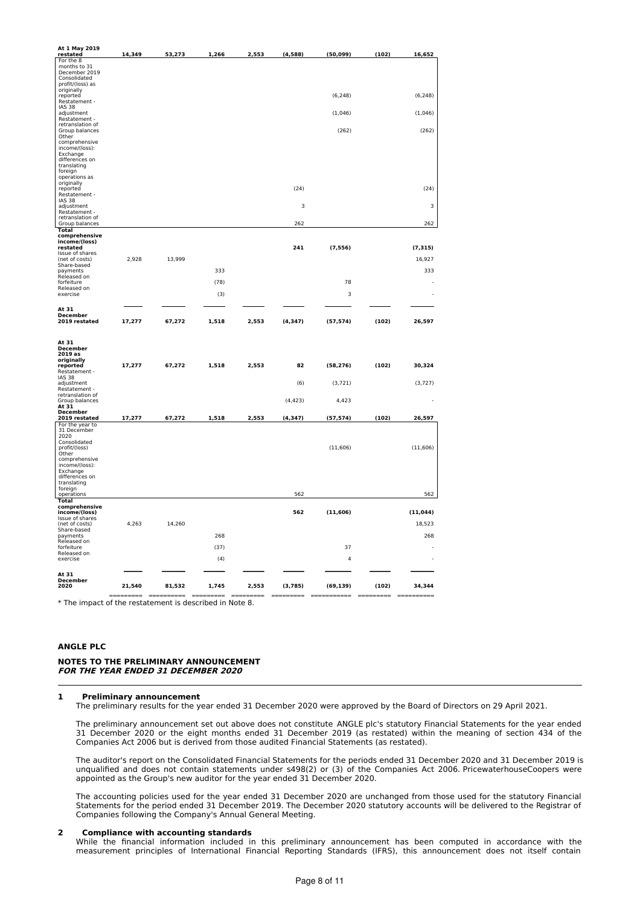| | | | | | | | | |
|---|---|---|---|---|---|---|---|---|
| **At 1 May 2019 restated** | **14,349** | **53,273** | **1,266** | **2,553** | **(4,588)** | **(50,099)** | **(102)** | **16,652** |
| For the 8 months to 31 December 2019 Consolidated profit/(loss) as originally reported | | | | | | (6,248) | | (6,248) |
| Restatement - IAS 38 adjustment | | | | | | (1,046) | | (1,046) |
| Restatement - retranslation of Group balances | | | | | | (262) | | (262) |
| Other comprehensive income/(loss): Exchange differences on translating foreign operations as originally reported | | | | | (24) | | | (24) |
| Restatement - IAS 38 adjustment | | | | | 3 | | | 3 |
| Restatement - retranslation of Group balances | | | | | 262 | | | 262 |
| **Total comprehensive income/(loss) restated** | | | | | **241** | **(7,556)** | | **(7,315)** |
| Issue of shares (net of costs) | 2,928 | 13,999 | | | | | | 16,927 |
| Share-based payments | | | 333 | | | | | 333 |
| Released on forfeiture | | | (78) | | | 78 | | - |
| Released on exercise | | | (3) | | | 3 | | - |
| **At 31 December 2019 restated** | **17,277** | **67,272** | **1,518** | **2,553** | **(4,347)** | **(57,574)** | **(102)** | **26,597** |
| | | | | | | | | |
| **At 31 December 2019 as originally reported** | **17,277** | **67,272** | **1,518** | **2,553** | **82** | **(58,276)** | **(102)** | **30,324** |
| Restatement - IAS 38 adjustment | | | | | (6) | (3,721) | | (3,727) |
| Restatement - retranslation of Group balances | | | | | (4,423) | 4,423 | | - |
| **At 31 December 2019 restated** | **17,277** | **67,272** | **1,518** | **2,553** | **(4,347)** | **(57,574)** | **(102)** | **26,597** |
| For the year to 31 December 2020 Consolidated profit/(loss) | | | | | | (11,606) | | (11,606) |
| Other comprehensive income/(loss): Exchange differences on translating foreign operations | | | | | 562 | | | 562 |
| **Total comprehensive income/(loss)** | | | | | **562** | **(11,606)** | | **(11,044)** |
| Issue of shares (net of costs) | 4,263 | 14,260 | | | | | | 18,523 |
| Share-based payments | | | 268 | | | | | 268 |
| Released on forfeiture | | | (37) | | | 37 | | - |
| Released on exercise | | | (4) | | | 4 | | - |
| **At 31 December 2020** | **21,540** | **81,532** | **1,745** | **2,553** | **(3,785)** | **(69,139)** | **(102)** | **34,344** |

\* The impact of the restatement is described in Note 8.

**ANGLE PLC**

**NOTES TO THE PRELIMINARY ANNOUNCEMENT**
***FOR THE YEAR ENDED 31 DECEMBER 2020***

## 1 Preliminary announcement

The preliminary results for the year ended 31 December 2020 were approved by the Board of Directors on 29 April 2021.

The preliminary announcement set out above does not constitute ANGLE plc's statutory Financial Statements for the year ended 31 December 2020 or the eight months ended 31 December 2019 (as restated) within the meaning of section 434 of the Companies Act 2006 but is derived from those audited Financial Statements (as restated).

The auditor's report on the Consolidated Financial Statements for the periods ended 31 December 2020 and 31 December 2019 is unqualified and does not contain statements under s498(2) or (3) of the Companies Act 2006. PricewaterhouseCoopers were appointed as the Group's new auditor for the year ended 31 December 2020.

The accounting policies used for the year ended 31 December 2020 are unchanged from those used for the statutory Financial Statements for the period ended 31 December 2019. The December 2020 statutory accounts will be delivered to the Registrar of Companies following the Company's Annual General Meeting.

## 2 Compliance with accounting standards

While the financial information included in this preliminary announcement has been computed in accordance with the measurement principles of International Financial Reporting Standards (IFRS), this announcement does not itself contain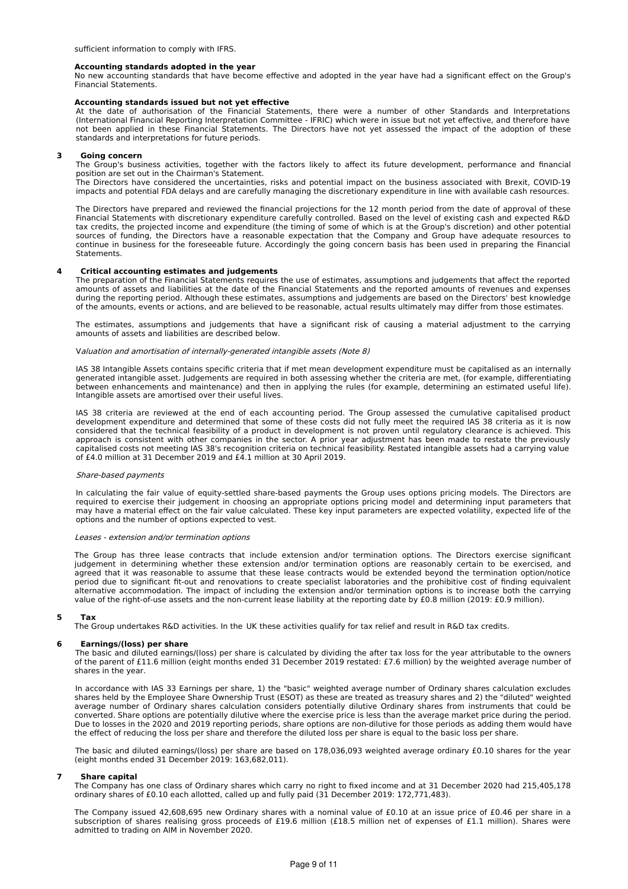sufficient information to comply with IFRS.

**Accounting standards adopted in the year**

No new accounting standards that have become effective and adopted in the year have had a significant effect on the Group's Financial Statements.

**Accounting standards issued but not yet effective**

At the date of authorisation of the Financial Statements, there were a number of other Standards and Interpretations (International Financial Reporting Interpretation Committee - IFRIC) which were in issue but not yet effective, and therefore have not been applied in these Financial Statements. The Directors have not yet assessed the impact of the adoption of these standards and interpretations for future periods.

## 3 Going concern

The Group's business activities, together with the factors likely to affect its future development, performance and financial position are set out in the Chairman's Statement.

The Directors have considered the uncertainties, risks and potential impact on the business associated with Brexit, COVID-19 impacts and potential FDA delays and are carefully managing the discretionary expenditure in line with available cash resources.

The Directors have prepared and reviewed the financial projections for the 12 month period from the date of approval of these Financial Statements with discretionary expenditure carefully controlled. Based on the level of existing cash and expected R&D tax credits, the projected income and expenditure (the timing of some of which is at the Group's discretion) and other potential sources of funding, the Directors have a reasonable expectation that the Company and Group have adequate resources to continue in business for the foreseeable future. Accordingly the going concern basis has been used in preparing the Financial Statements.

## 4 Critical accounting estimates and judgements

The preparation of the Financial Statements requires the use of estimates, assumptions and judgements that affect the reported amounts of assets and liabilities at the date of the Financial Statements and the reported amounts of revenues and expenses during the reporting period. Although these estimates, assumptions and judgements are based on the Directors' best knowledge of the amounts, events or actions, and are believed to be reasonable, actual results ultimately may differ from those estimates.

The estimates, assumptions and judgements that have a significant risk of causing a material adjustment to the carrying amounts of assets and liabilities are described below.

*Valuation and amortisation of internally-generated intangible assets (Note 8)*

IAS 38 Intangible Assets contains specific criteria that if met mean development expenditure must be capitalised as an internally generated intangible asset. Judgements are required in both assessing whether the criteria are met, (for example, differentiating between enhancements and maintenance) and then in applying the rules (for example, determining an estimated useful life). Intangible assets are amortised over their useful lives.

IAS 38 criteria are reviewed at the end of each accounting period. The Group assessed the cumulative capitalised product development expenditure and determined that some of these costs did not fully meet the required IAS 38 criteria as it is now considered that the technical feasibility of a product in development is not proven until regulatory clearance is achieved. This approach is consistent with other companies in the sector. A prior year adjustment has been made to restate the previously capitalised costs not meeting IAS 38's recognition criteria on technical feasibility. Restated intangible assets had a carrying value of £4.0 million at 31 December 2019 and £4.1 million at 30 April 2019.

*Share-based payments*

In calculating the fair value of equity-settled share-based payments the Group uses options pricing models. The Directors are required to exercise their judgement in choosing an appropriate options pricing model and determining input parameters that may have a material effect on the fair value calculated. These key input parameters are expected volatility, expected life of the options and the number of options expected to vest.

*Leases - extension and/or termination options*

The Group has three lease contracts that include extension and/or termination options. The Directors exercise significant judgement in determining whether these extension and/or termination options are reasonably certain to be exercised, and agreed that it was reasonable to assume that these lease contracts would be extended beyond the termination option/notice period due to significant fit-out and renovations to create specialist laboratories and the prohibitive cost of finding equivalent alternative accommodation. The impact of including the extension and/or termination options is to increase both the carrying value of the right-of-use assets and the non-current lease liability at the reporting date by £0.8 million (2019: £0.9 million).

## 5 Tax

The Group undertakes R&D activities. In the UK these activities qualify for tax relief and result in R&D tax credits.

## 6 Earnings/(loss) per share

The basic and diluted earnings/(loss) per share is calculated by dividing the after tax loss for the year attributable to the owners of the parent of £11.6 million (eight months ended 31 December 2019 restated: £7.6 million) by the weighted average number of shares in the year.

In accordance with IAS 33 Earnings per share, 1) the "basic" weighted average number of Ordinary shares calculation excludes shares held by the Employee Share Ownership Trust (ESOT) as these are treated as treasury shares and 2) the "diluted" weighted average number of Ordinary shares calculation considers potentially dilutive Ordinary shares from instruments that could be converted. Share options are potentially dilutive where the exercise price is less than the average market price during the period. Due to losses in the 2020 and 2019 reporting periods, share options are non-dilutive for those periods as adding them would have the effect of reducing the loss per share and therefore the diluted loss per share is equal to the basic loss per share.

The basic and diluted earnings/(loss) per share are based on 178,036,093 weighted average ordinary £0.10 shares for the year (eight months ended 31 December 2019: 163,682,011).

## 7 Share capital

The Company has one class of Ordinary shares which carry no right to fixed income and at 31 December 2020 had 215,405,178 ordinary shares of £0.10 each allotted, called up and fully paid (31 December 2019: 172,771,483).

The Company issued 42,608,695 new Ordinary shares with a nominal value of £0.10 at an issue price of £0.46 per share in a subscription of shares realising gross proceeds of £19.6 million (£18.5 million net of expenses of £1.1 million). Shares were admitted to trading on AIM in November 2020.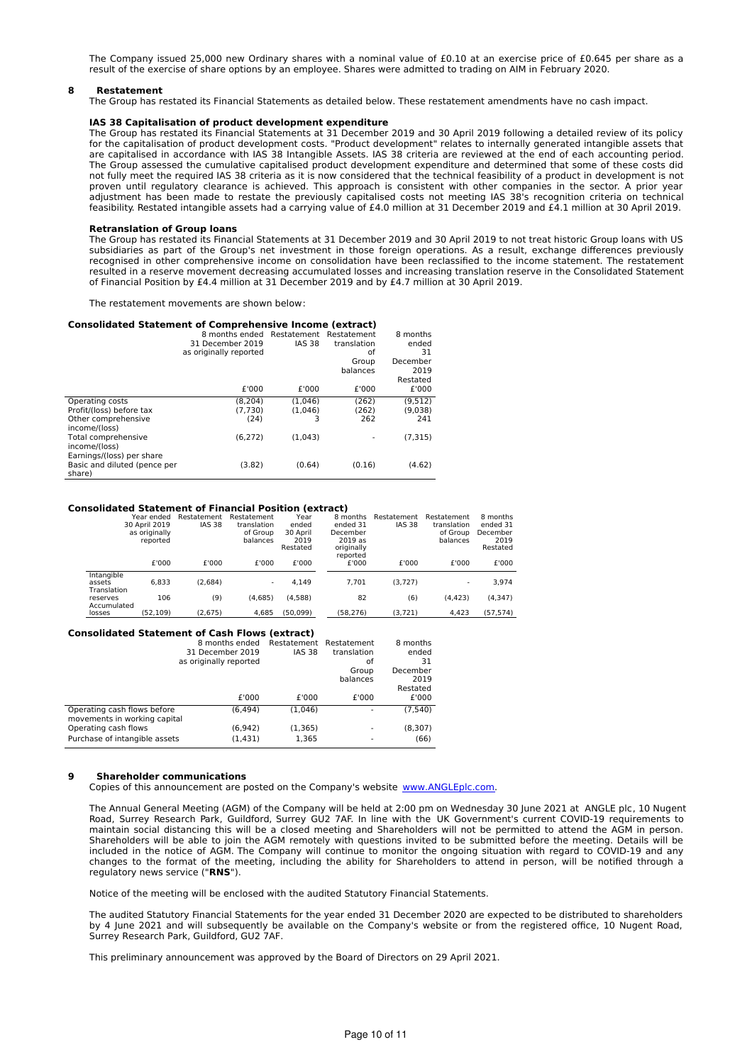The Company issued 25,000 new Ordinary shares with a nominal value of £0.10 at an exercise price of £0.645 per share as a result of the exercise of share options by an employee. Shares were admitted to trading on AIM in February 2020.

## 8 Restatement

The Group has restated its Financial Statements as detailed below. These restatement amendments have no cash impact.

**IAS 38 Capitalisation of product development expenditure**

The Group has restated its Financial Statements at 31 December 2019 and 30 April 2019 following a detailed review of its policy for the capitalisation of product development costs. "Product development" relates to internally generated intangible assets that are capitalised in accordance with IAS 38 Intangible Assets. IAS 38 criteria are reviewed at the end of each accounting period. The Group assessed the cumulative capitalised product development expenditure and determined that some of these costs did not fully meet the required IAS 38 criteria as it is now considered that the technical feasibility of a product in development is not proven until regulatory clearance is achieved. This approach is consistent with other companies in the sector. A prior year adjustment has been made to restate the previously capitalised costs not meeting IAS 38's recognition criteria on technical feasibility. Restated intangible assets had a carrying value of £4.0 million at 31 December 2019 and £4.1 million at 30 April 2019.

**Retranslation of Group loans**

The Group has restated its Financial Statements at 31 December 2019 and 30 April 2019 to not treat historic Group loans with US subsidiaries as part of the Group's net investment in those foreign operations. As a result, exchange differences previously recognised in other comprehensive income on consolidation have been reclassified to the income statement. The restatement resulted in a reserve movement decreasing accumulated losses and increasing translation reserve in the Consolidated Statement of Financial Position by £4.4 million at 31 December 2019 and by £4.7 million at 30 April 2019.

The restatement movements are shown below:

**Consolidated Statement of Comprehensive Income (extract)**

| | 8 months ended 31 December 2019 as originally reported | Restatement IAS 38 | Restatement translation of Group balances | 8 months ended 31 December 2019 Restated |
|---|---|---|---|---|
| | £'000 | £'000 | £'000 | £'000 |
| Operating costs | (8,204) | (1,046) | (262) | (9,512) |
| Profit/(loss) before tax | (7,730) | (1,046) | (262) | (9,038) |
| Other comprehensive income/(loss) | (24) | 3 | 262 | 241 |
| Total comprehensive income/(loss) | (6,272) | (1,043) | - | (7,315) |
| Earnings/(loss) per share | | | | |
| Basic and diluted (pence per share) | (3.82) | (0.64) | (0.16) | (4.62) |

**Consolidated Statement of Financial Position (extract)**

| | Year ended 30 April 2019 as originally reported | Restatement IAS 38 | Restatement translation of Group balances | Year ended 30 April 2019 Restated | 8 months ended 31 December 2019 as originally reported | Restatement IAS 38 | Restatement translation of Group balances | 8 months ended 31 December 2019 Restated |
|---|---|---|---|---|---|---|---|---|
| | £'000 | £'000 | £'000 | £'000 | £'000 | £'000 | £'000 | £'000 |
| Intangible assets | 6,833 | (2,684) | - | 4,149 | 7,701 | (3,727) | - | 3,974 |
| Translation reserves | 106 | (9) | (4,685) | (4,588) | 82 | (6) | (4,423) | (4,347) |
| Accumulated losses | (52,109) | (2,675) | 4,685 | (50,099) | (58,276) | (3,721) | 4,423 | (57,574) |

**Consolidated Statement of Cash Flows (extract)**

| | 8 months ended 31 December 2019 as originally reported | Restatement IAS 38 | Restatement translation of Group balances | 8 months ended 31 December 2019 Restated |
|---|---|---|---|---|
| | £'000 | £'000 | £'000 | £'000 |
| Operating cash flows before movements in working capital | (6,494) | (1,046) | - | (7,540) |
| Operating cash flows | (6,942) | (1,365) | - | (8,307) |
| Purchase of intangible assets | (1,431) | 1,365 | - | (66) |

## 9 Shareholder communications

Copies of this announcement are posted on the Company's website www.ANGLEplc.com.

The Annual General Meeting (AGM) of the Company will be held at 2:00 pm on Wednesday 30 June 2021 at ANGLE plc, 10 Nugent Road, Surrey Research Park, Guildford, Surrey GU2 7AF. In line with the UK Government's current COVID-19 requirements to maintain social distancing this will be a closed meeting and Shareholders will not be permitted to attend the AGM in person. Shareholders will be able to join the AGM remotely with questions invited to be submitted before the meeting. Details will be included in the notice of AGM. The Company will continue to monitor the ongoing situation with regard to COVID-19 and any changes to the format of the meeting, including the ability for Shareholders to attend in person, will be notified through a regulatory news service ("**RNS**").

Notice of the meeting will be enclosed with the audited Statutory Financial Statements.

The audited Statutory Financial Statements for the year ended 31 December 2020 are expected to be distributed to shareholders by 4 June 2021 and will subsequently be available on the Company's website or from the registered office, 10 Nugent Road, Surrey Research Park, Guildford, GU2 7AF.

This preliminary announcement was approved by the Board of Directors on 29 April 2021.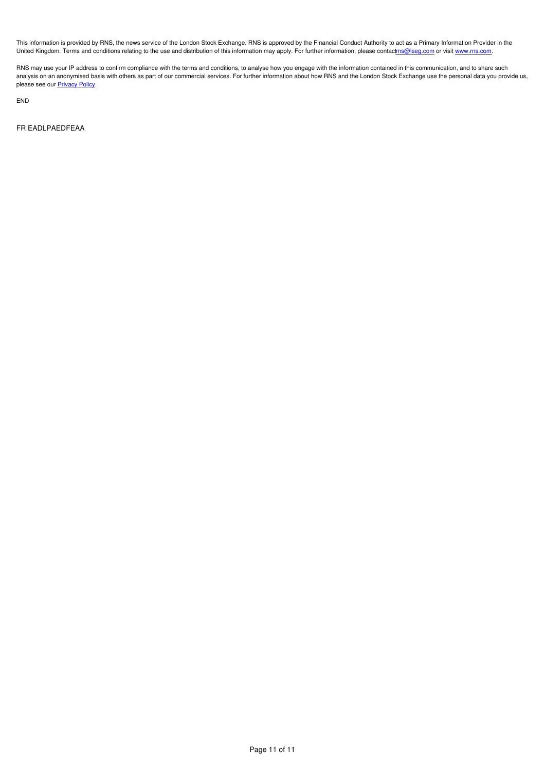This information is provided by RNS, the news service of the London Stock Exchange. RNS is approved by the Financial Conduct Authority to act as a Primary Information Provider in the United Kingdom. Terms and conditions relating to the use and distribution of this information may apply. For further information, please contact rns@lseg.com or visit www.rns.com.

RNS may use your IP address to confirm compliance with the terms and conditions, to analyse how you engage with the information contained in this communication, and to share such analysis on an anonymised basis with others as part of our commercial services. For further information about how RNS and the London Stock Exchange use the personal data you provide us, please see our Privacy Policy.

END

FR EADLPAEDFEAA